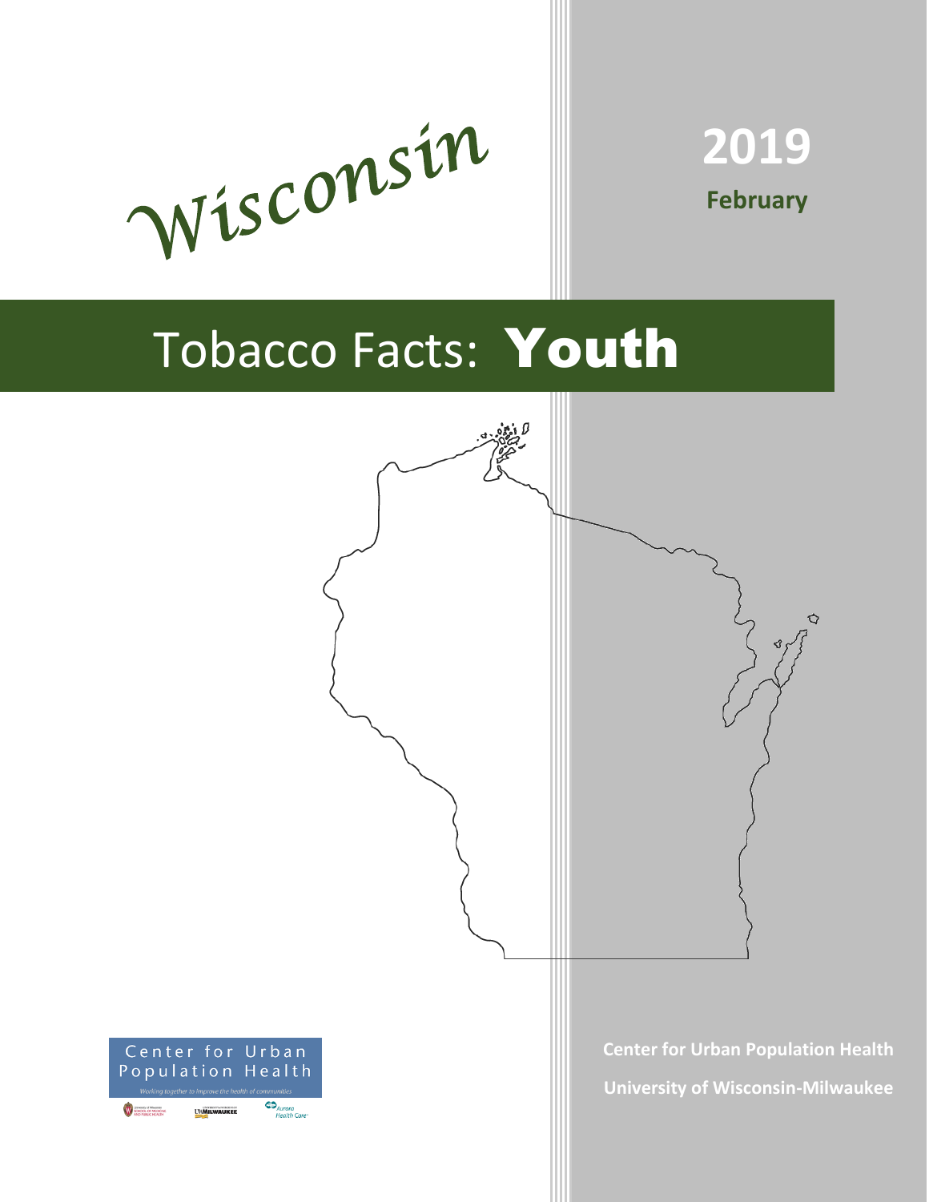*Wisconsin*

**2019**

**February**

# Tobacco Facts: **Youth**

Center for Urban Population Health

Working together to improve the health of communities

**Center for Urban Population Health**

**University of Wisconsin-Milwaukee**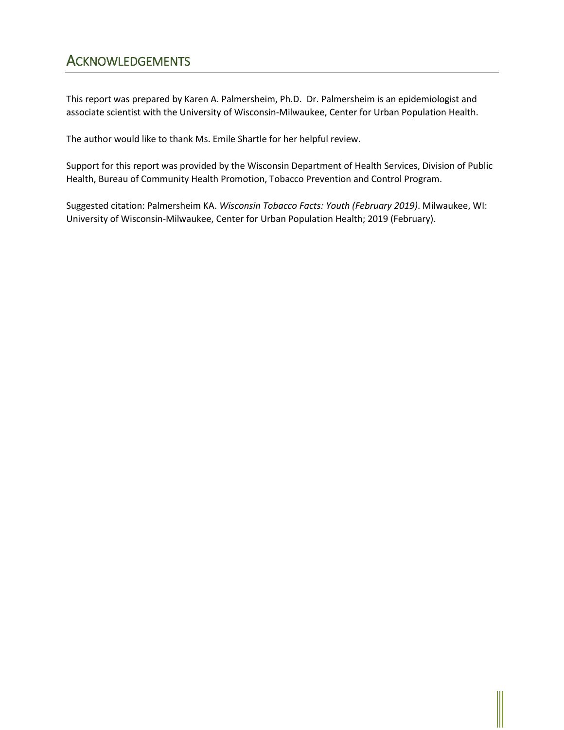## ACKNOWLEDGEMENTS

This report was prepared by Karen A. Palmersheim, Ph.D. Dr. Palmersheim is an epidemiologist and associate scientist with the University of Wisconsin-Milwaukee, Center for Urban Population Health.

The author would like to thank Ms. Emile Shartle for her helpful review.

Support for this report was provided by the Wisconsin Department of Health Services, Division of Public Health, Bureau of Community Health Promotion, Tobacco Prevention and Control Program.

Suggested citation: Palmersheim KA. *Wisconsin Tobacco Facts: Youth (February 2019)*. Milwaukee, WI: University of Wisconsin-Milwaukee, Center for Urban Population Health; 2019 (February).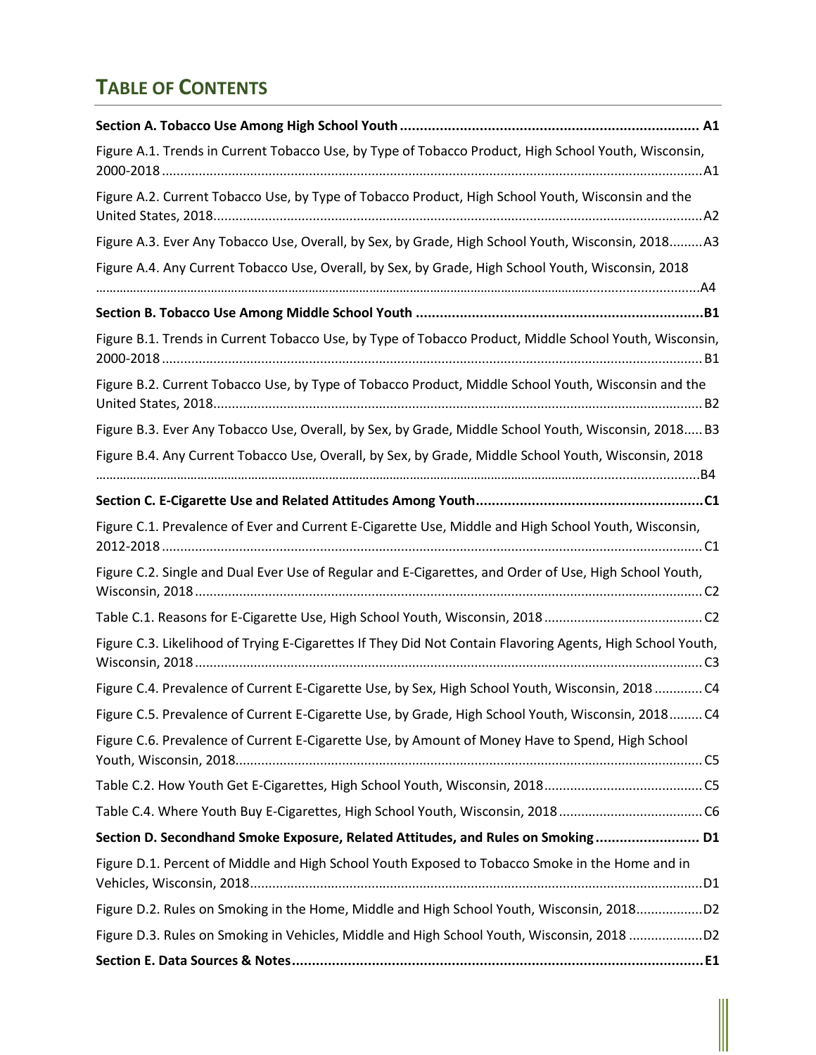# TABLE OF CONTENTS

**Section A. Tobacco Use Among High School Youth ........................................................................... A1**

Figure A.1. Trends in Current Tobacco Use, by Type of Tobacco Product, High School Youth, Wisconsin, 2000-2018 ..................................................................................................................................A1

Figure A.2. Current Tobacco Use, by Type of Tobacco Product, High School Youth, Wisconsin and the United States, 2018....................................................................................................................................A2

Figure A.3. Ever Any Tobacco Use, Overall, by Sex, by Grade, High School Youth, Wisconsin, 2018.........A3

Figure A.4. Any Current Tobacco Use, Overall, by Sex, by Grade, High School Youth, Wisconsin, 2018 ..............................................................................................................................................................A4

**Section B. Tobacco Use Among Middle School Youth .........................................................................B1**

Figure B.1. Trends in Current Tobacco Use, by Type of Tobacco Product, Middle School Youth, Wisconsin, 2000-2018 .................................................................................................................................. B1

Figure B.2. Current Tobacco Use, by Type of Tobacco Product, Middle School Youth, Wisconsin and the United States, 2018.................................................................................................................................... B2

Figure B.3. Ever Any Tobacco Use, Overall, by Sex, by Grade, Middle School Youth, Wisconsin, 2018..... B3

Figure B.4. Any Current Tobacco Use, Overall, by Sex, by Grade, Middle School Youth, Wisconsin, 2018 ..............................................................................................................................................................B4

**Section C. E-Cigarette Use and Related Attitudes Among Youth.........................................................C1**

Figure C.1. Prevalence of Ever and Current E-Cigarette Use, Middle and High School Youth, Wisconsin, 2012-2018 .................................................................................................................................. C1

Figure C.2. Single and Dual Ever Use of Regular and E-Cigarettes, and Order of Use, High School Youth, Wisconsin, 2018 ......................................................................................................................................... C2

Table C.1. Reasons for E-Cigarette Use, High School Youth, Wisconsin, 2018 ........................................... C2

Figure C.3. Likelihood of Trying E-Cigarettes If They Did Not Contain Flavoring Agents, High School Youth, Wisconsin, 2018 ......................................................................................................................................... C3

Figure C.4. Prevalence of Current E-Cigarette Use, by Sex, High School Youth, Wisconsin, 2018 ............. C4

Figure C.5. Prevalence of Current E-Cigarette Use, by Grade, High School Youth, Wisconsin, 2018......... C4

Figure C.6. Prevalence of Current E-Cigarette Use, by Amount of Money Have to Spend, High School Youth, Wisconsin, 2018.............................................................................................................................. C5

Table C.2. How Youth Get E-Cigarettes, High School Youth, Wisconsin, 2018........................................... C5

Table C.4. Where Youth Buy E-Cigarettes, High School Youth, Wisconsin, 2018 ....................................... C6

**Section D. Secondhand Smoke Exposure, Related Attitudes, and Rules on Smoking .......................... D1**

Figure D.1. Percent of Middle and High School Youth Exposed to Tobacco Smoke in the Home and in Vehicles, Wisconsin, 2018..........................................................................................................................D1

Figure D.2. Rules on Smoking in the Home, Middle and High School Youth, Wisconsin, 2018..................D2

Figure D.3. Rules on Smoking in Vehicles, Middle and High School Youth, Wisconsin, 2018 ....................D2

**Section E. Data Sources & Notes........................................................................................................E1**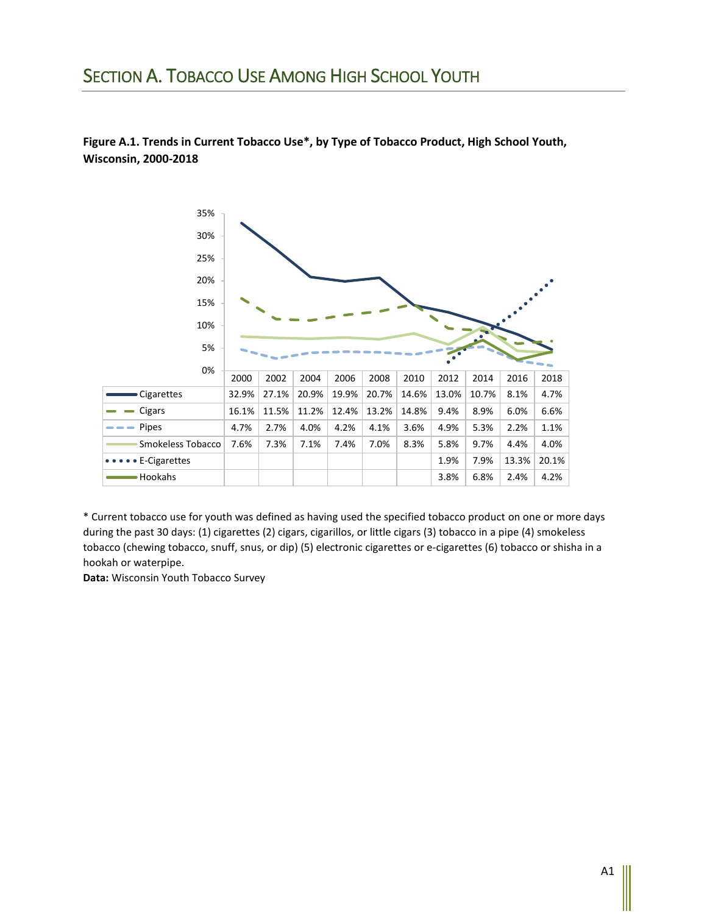# Section A. Tobacco Use Among High School Youth

**Figure A.1. Trends in Current Tobacco Use*, by Type of Tobacco Product, High School Youth, Wisconsin, 2000-2018**

| | 2000 | 2002 | 2004 | 2006 | 2008 | 2010 | 2012 | 2014 | 2016 | 2018 |
|---|---|---|---|---|---|---|---|---|---|---|
| Cigarettes | 32.9% | 27.1% | 20.9% | 19.9% | 20.7% | 14.6% | 13.0% | 10.7% | 8.1% | 4.7% |
| Cigars | 16.1% | 11.5% | 11.2% | 12.4% | 13.2% | 14.8% | 9.4% | 8.9% | 6.0% | 6.6% |
| Pipes | 4.7% | 2.7% | 4.0% | 4.2% | 4.1% | 3.6% | 4.9% | 5.3% | 2.2% | 1.1% |
| Smokeless Tobacco | 7.6% | 7.3% | 7.1% | 7.4% | 7.0% | 8.3% | 5.8% | 9.7% | 4.4% | 4.0% |
| E-Cigarettes | | | | | | | 1.9% | 7.9% | 13.3% | 20.1% |
| Hookahs | | | | | | | 3.8% | 6.8% | 2.4% | 4.2% |

* Current tobacco use for youth was defined as having used the specified tobacco product on one or more days during the past 30 days: (1) cigarettes (2) cigars, cigarillos, or little cigars (3) tobacco in a pipe (4) smokeless tobacco (chewing tobacco, snuff, snus, or dip) (5) electronic cigarettes or e-cigarettes (6) tobacco or shisha in a hookah or waterpipe.

**Data:** Wisconsin Youth Tobacco Survey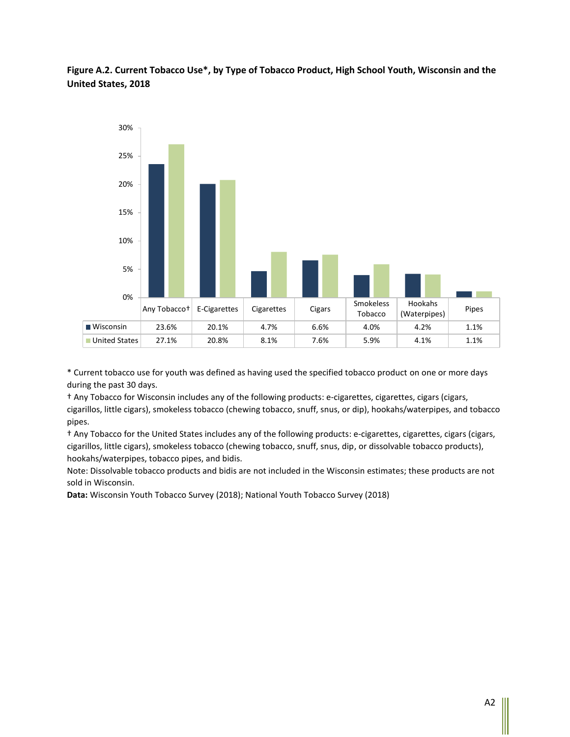**Figure A.2. Current Tobacco Use*, by Type of Tobacco Product, High School Youth, Wisconsin and the United States, 2018**

| | Any Tobacco† | E-Cigarettes | Cigarettes | Cigars | Smokeless Tobacco | Hookahs (Waterpipes) | Pipes |
|---|---|---|---|---|---|---|---|
| Wisconsin | 23.6% | 20.1% | 4.7% | 6.6% | 4.0% | 4.2% | 1.1% |
| United States | 27.1% | 20.8% | 8.1% | 7.6% | 5.9% | 4.1% | 1.1% |

* Current tobacco use for youth was defined as having used the specified tobacco product on one or more days during the past 30 days.

† Any Tobacco for Wisconsin includes any of the following products: e-cigarettes, cigarettes, cigars (cigars, cigarillos, little cigars), smokeless tobacco (chewing tobacco, snuff, snus, or dip), hookahs/waterpipes, and tobacco pipes.

† Any Tobacco for the United States includes any of the following products: e-cigarettes, cigarettes, cigars (cigars, cigarillos, little cigars), smokeless tobacco (chewing tobacco, snuff, snus, dip, or dissolvable tobacco products), hookahs/waterpipes, tobacco pipes, and bidis.

Note: Dissolvable tobacco products and bidis are not included in the Wisconsin estimates; these products are not sold in Wisconsin.

**Data:** Wisconsin Youth Tobacco Survey (2018); National Youth Tobacco Survey (2018)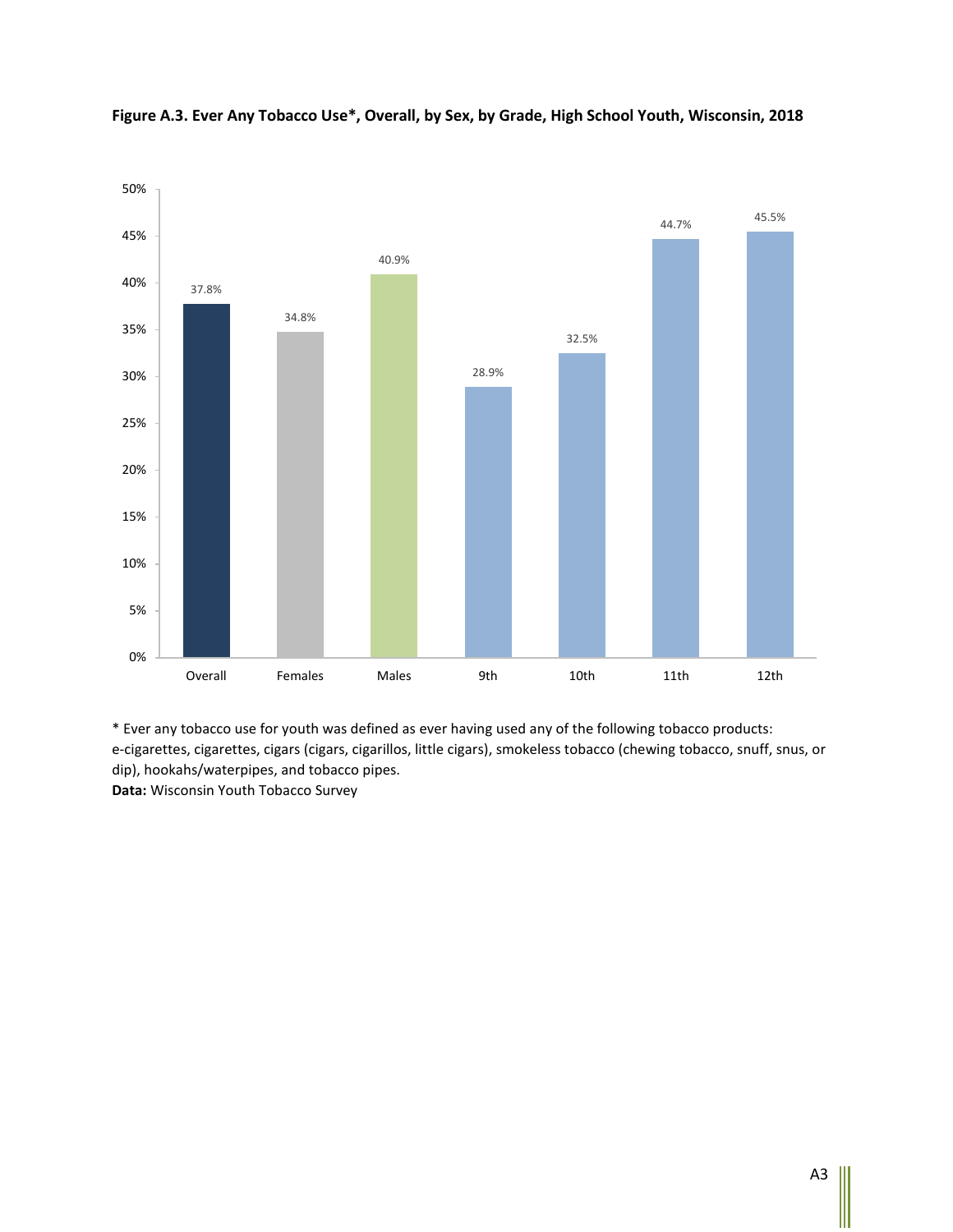**Figure A.3. Ever Any Tobacco Use*, Overall, by Sex, by Grade, High School Youth, Wisconsin, 2018**

| | Overall | Females | Males | 9th | 10th | 11th | 12th |
|---|---|---|---|---|---|---|---|
| Ever Any Tobacco Use | 37.8% | 34.8% | 40.9% | 28.9% | 32.5% | 44.7% | 45.5% |

* Ever any tobacco use for youth was defined as ever having used any of the following tobacco products: e-cigarettes, cigarettes, cigars (cigars, cigarillos, little cigars), smokeless tobacco (chewing tobacco, snuff, snus, or dip), hookahs/waterpipes, and tobacco pipes.

**Data:** Wisconsin Youth Tobacco Survey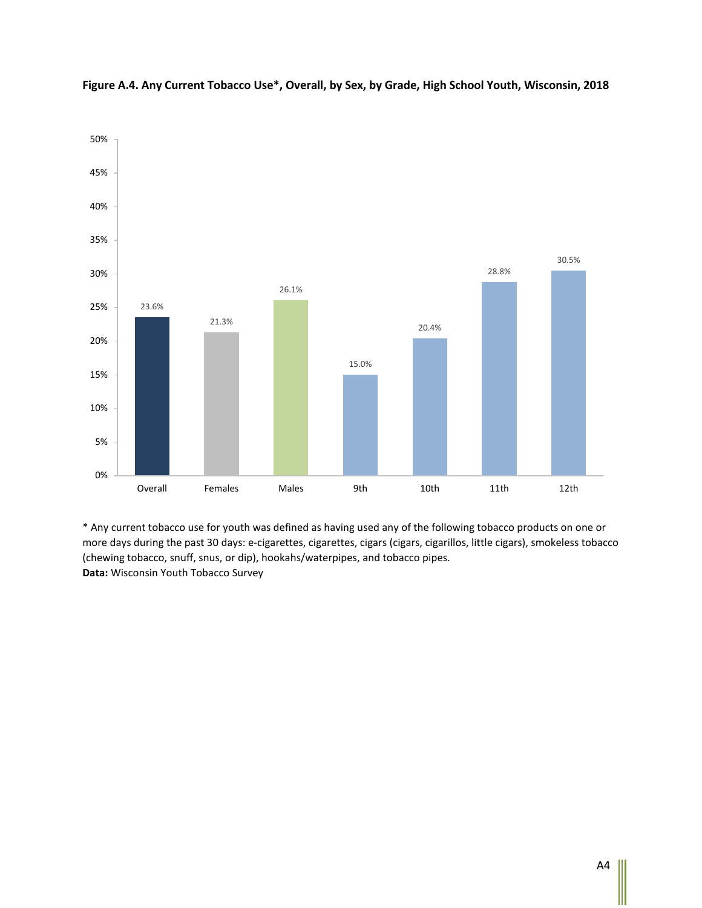**Figure A.4. Any Current Tobacco Use*, Overall, by Sex, by Grade, High School Youth, Wisconsin, 2018**

| Group | Percent |
|---|---|
| Overall | 23.6% |
| Females | 21.3% |
| Males | 26.1% |
| 9th | 15.0% |
| 10th | 20.4% |
| 11th | 28.8% |
| 12th | 30.5% |

* Any current tobacco use for youth was defined as having used any of the following tobacco products on one or more days during the past 30 days: e-cigarettes, cigarettes, cigars (cigars, cigarillos, little cigars), smokeless tobacco (chewing tobacco, snuff, snus, or dip), hookahs/waterpipes, and tobacco pipes.

**Data:** Wisconsin Youth Tobacco Survey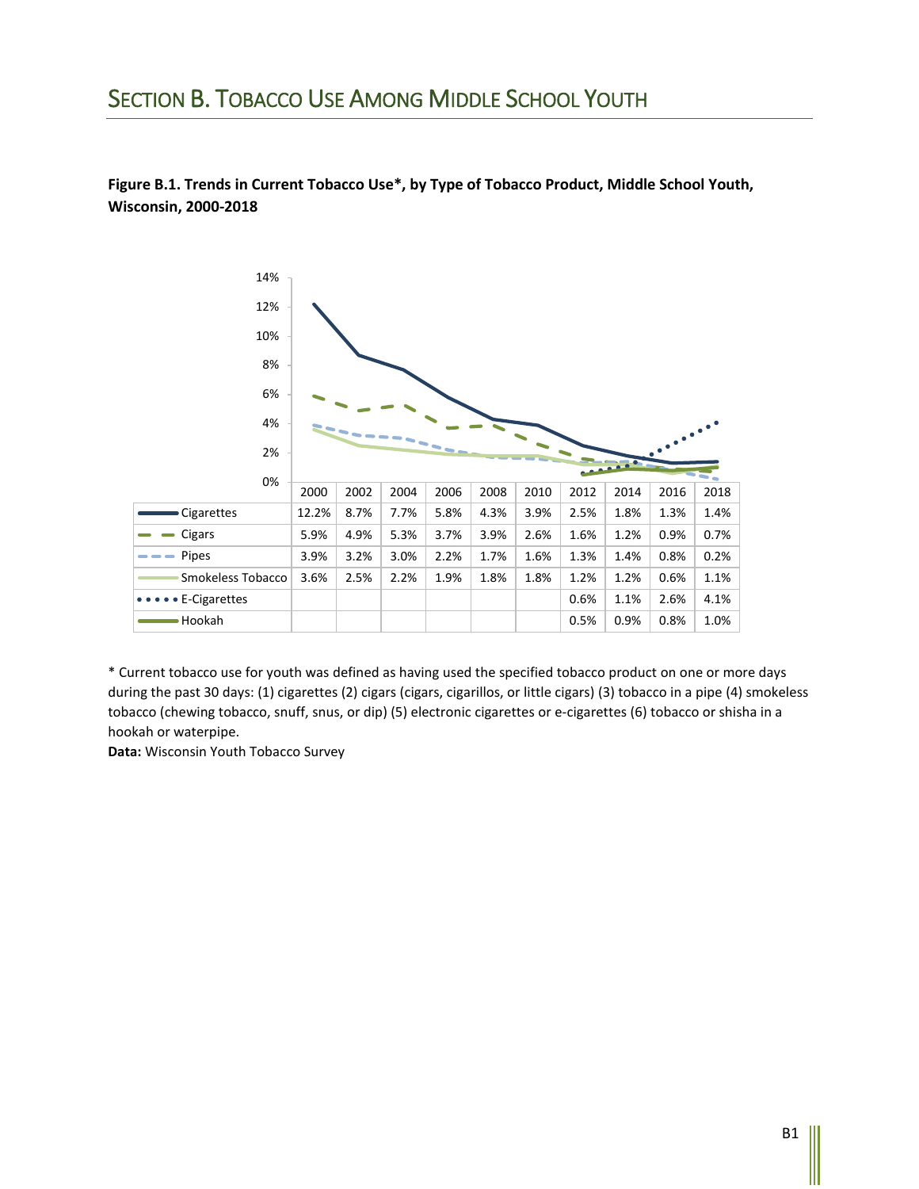# SECTION B. TOBACCO USE AMONG MIDDLE SCHOOL YOUTH

**Figure B.1. Trends in Current Tobacco Use*, by Type of Tobacco Product, Middle School Youth, Wisconsin, 2000-2018**

| | 2000 | 2002 | 2004 | 2006 | 2008 | 2010 | 2012 | 2014 | 2016 | 2018 |
|---|---|---|---|---|---|---|---|---|---|---|
| Cigarettes | 12.2% | 8.7% | 7.7% | 5.8% | 4.3% | 3.9% | 2.5% | 1.8% | 1.3% | 1.4% |
| Cigars | 5.9% | 4.9% | 5.3% | 3.7% | 3.9% | 2.6% | 1.6% | 1.2% | 0.9% | 0.7% |
| Pipes | 3.9% | 3.2% | 3.0% | 2.2% | 1.7% | 1.6% | 1.3% | 1.4% | 0.8% | 0.2% |
| Smokeless Tobacco | 3.6% | 2.5% | 2.2% | 1.9% | 1.8% | 1.8% | 1.2% | 1.2% | 0.6% | 1.1% |
| E-Cigarettes | | | | | | | 0.6% | 1.1% | 2.6% | 4.1% |
| Hookah | | | | | | | 0.5% | 0.9% | 0.8% | 1.0% |

* Current tobacco use for youth was defined as having used the specified tobacco product on one or more days during the past 30 days: (1) cigarettes (2) cigars (cigars, cigarillos, or little cigars) (3) tobacco in a pipe (4) smokeless tobacco (chewing tobacco, snuff, snus, or dip) (5) electronic cigarettes or e-cigarettes (6) tobacco or shisha in a hookah or waterpipe.

**Data:** Wisconsin Youth Tobacco Survey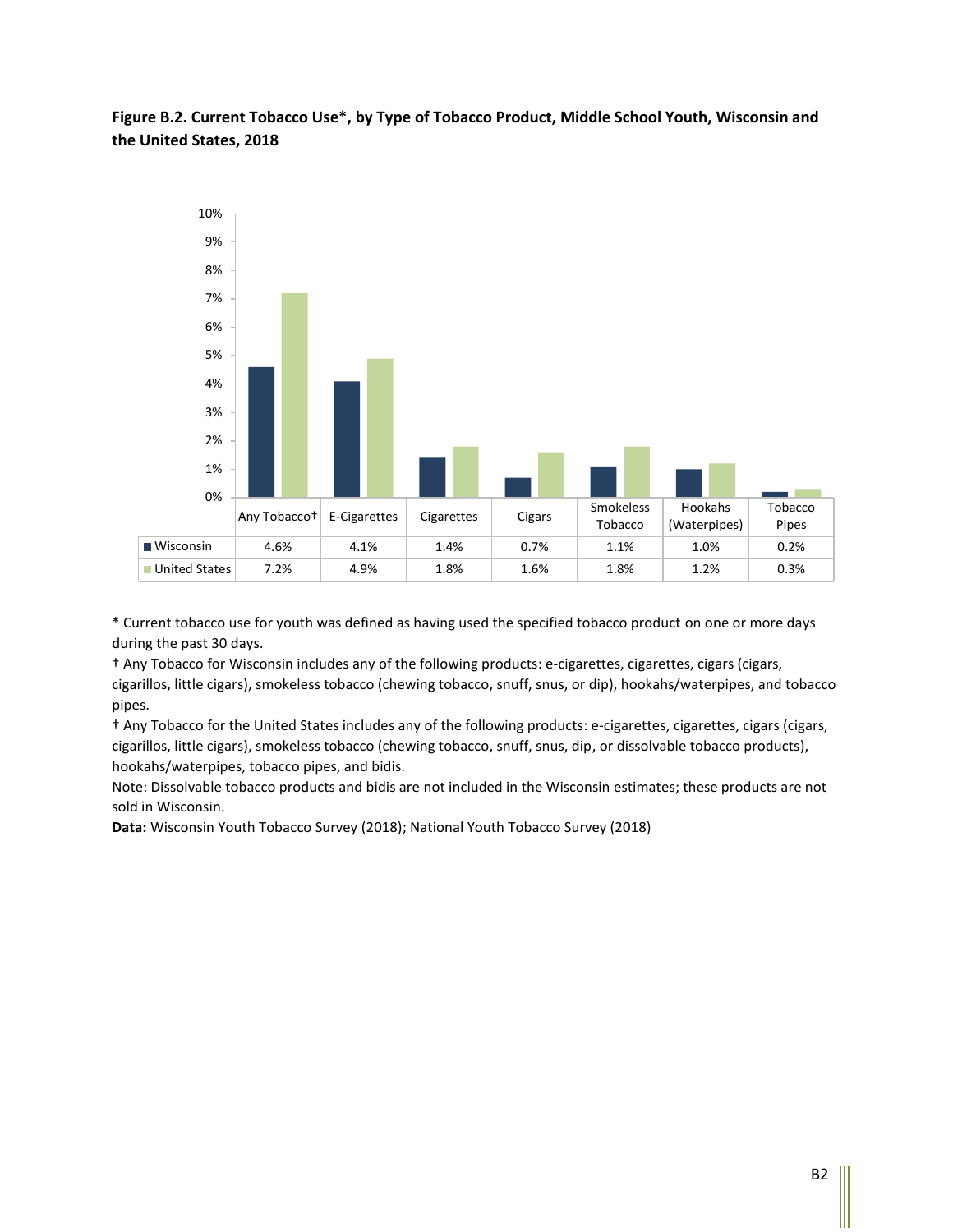**Figure B.2. Current Tobacco Use*, by Type of Tobacco Product, Middle School Youth, Wisconsin and the United States, 2018**

| | Any Tobacco† | E-Cigarettes | Cigarettes | Cigars | Smokeless Tobacco | Hookahs (Waterpipes) | Tobacco Pipes |
|---|---|---|---|---|---|---|---|
| Wisconsin | 4.6% | 4.1% | 1.4% | 0.7% | 1.1% | 1.0% | 0.2% |
| United States | 7.2% | 4.9% | 1.8% | 1.6% | 1.8% | 1.2% | 0.3% |

* Current tobacco use for youth was defined as having used the specified tobacco product on one or more days during the past 30 days.

† Any Tobacco for Wisconsin includes any of the following products: e-cigarettes, cigarettes, cigars (cigars, cigarillos, little cigars), smokeless tobacco (chewing tobacco, snuff, snus, or dip), hookahs/waterpipes, and tobacco pipes.

† Any Tobacco for the United States includes any of the following products: e-cigarettes, cigarettes, cigars (cigars, cigarillos, little cigars), smokeless tobacco (chewing tobacco, snuff, snus, dip, or dissolvable tobacco products), hookahs/waterpipes, tobacco pipes, and bidis.

Note: Dissolvable tobacco products and bidis are not included in the Wisconsin estimates; these products are not sold in Wisconsin.

**Data:** Wisconsin Youth Tobacco Survey (2018); National Youth Tobacco Survey (2018)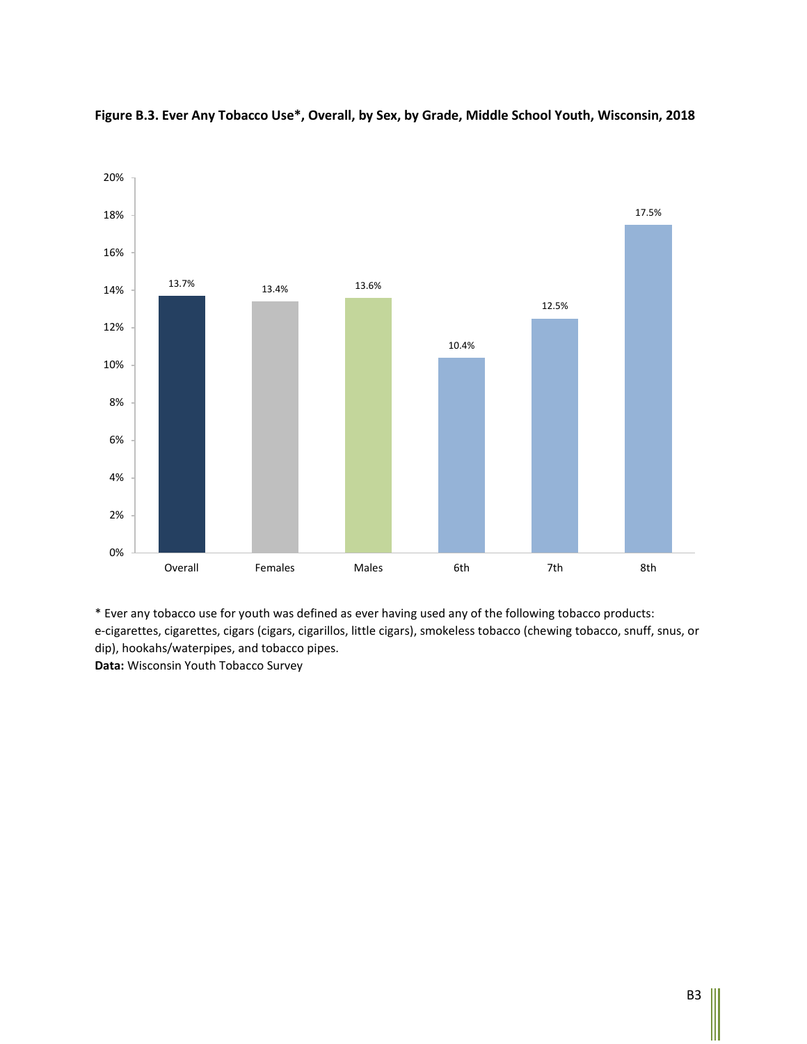**Figure B.3. Ever Any Tobacco Use*, Overall, by Sex, by Grade, Middle School Youth, Wisconsin, 2018**

| Group | Percent |
| --- | --- |
| Overall | 13.7% |
| Females | 13.4% |
| Males | 13.6% |
| 6th | 10.4% |
| 7th | 12.5% |
| 8th | 17.5% |

* Ever any tobacco use for youth was defined as ever having used any of the following tobacco products: e-cigarettes, cigarettes, cigars (cigars, cigarillos, little cigars), smokeless tobacco (chewing tobacco, snuff, snus, or dip), hookahs/waterpipes, and tobacco pipes.

**Data:** Wisconsin Youth Tobacco Survey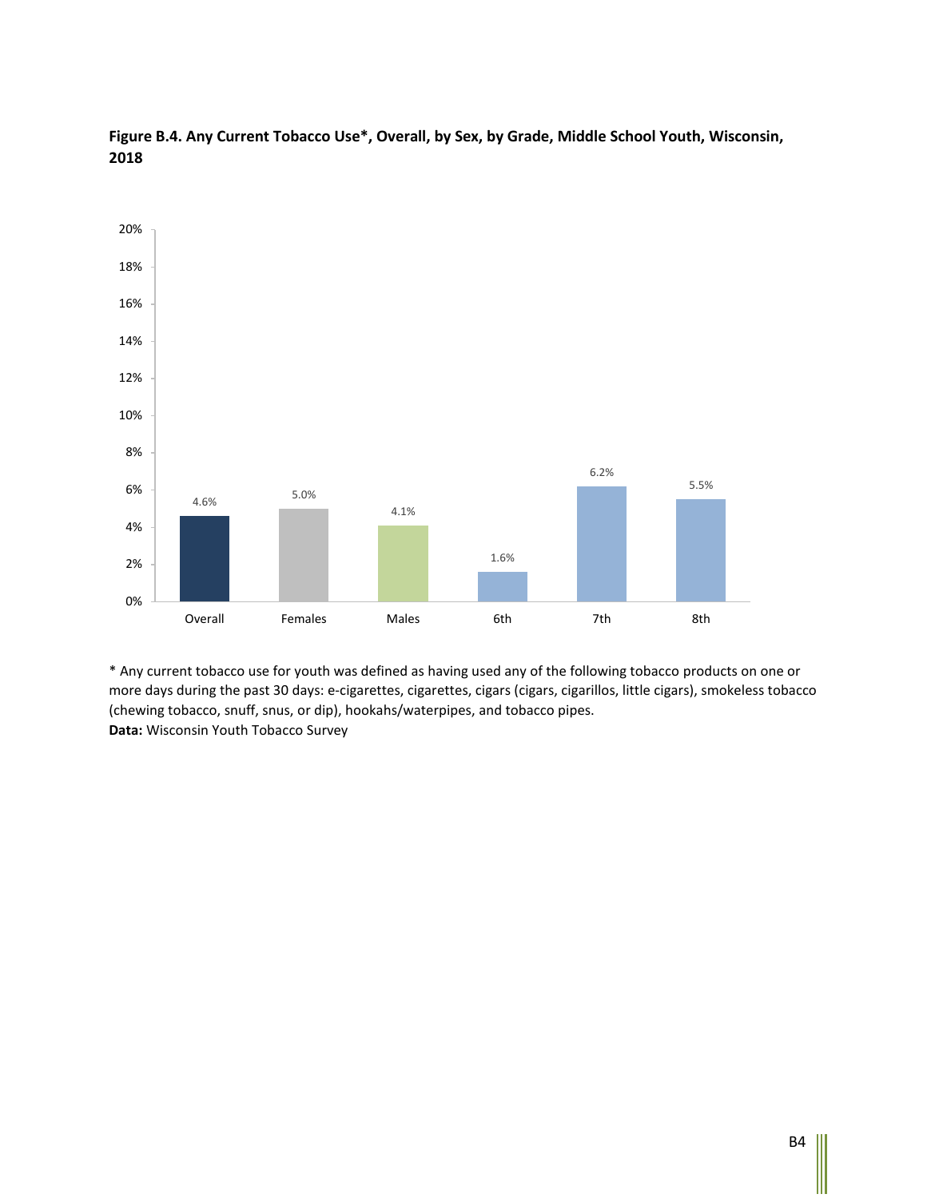**Figure B.4. Any Current Tobacco Use*, Overall, by Sex, by Grade, Middle School Youth, Wisconsin, 2018**

| Group | Percent |
| --- | --- |
| Overall | 4.6% |
| Females | 5.0% |
| Males | 4.1% |
| 6th | 1.6% |
| 7th | 6.2% |
| 8th | 5.5% |

* Any current tobacco use for youth was defined as having used any of the following tobacco products on one or more days during the past 30 days: e-cigarettes, cigarettes, cigars (cigars, cigarillos, little cigars), smokeless tobacco (chewing tobacco, snuff, snus, or dip), hookahs/waterpipes, and tobacco pipes.

**Data:** Wisconsin Youth Tobacco Survey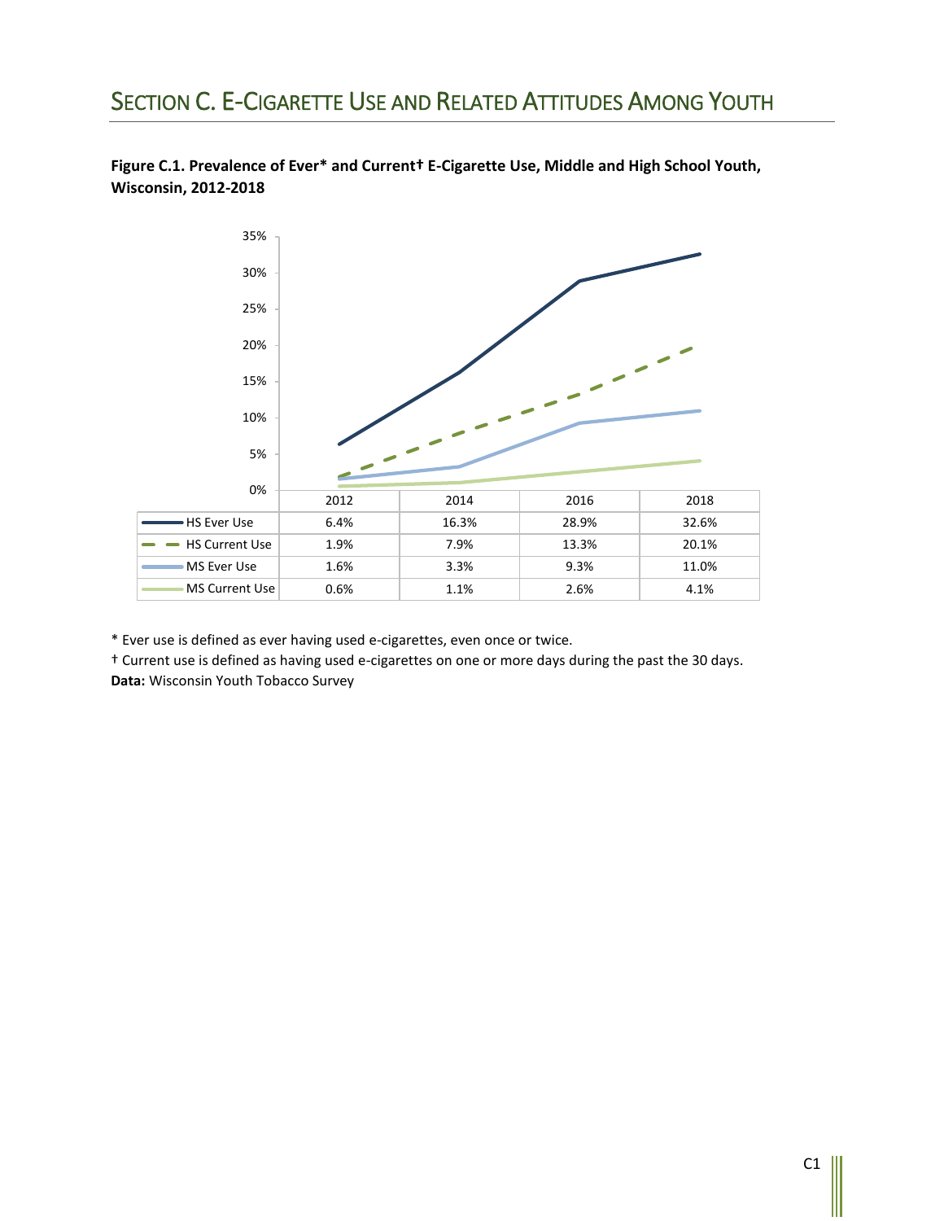## SECTION C. E-CIGARETTE USE AND RELATED ATTITUDES AMONG YOUTH

**Figure C.1. Prevalence of Ever* and Current† E-Cigarette Use, Middle and High School Youth, Wisconsin, 2012-2018**

| | 2012 | 2014 | 2016 | 2018 |
|---|---|---|---|---|
| HS Ever Use | 6.4% | 16.3% | 28.9% | 32.6% |
| HS Current Use | 1.9% | 7.9% | 13.3% | 20.1% |
| MS Ever Use | 1.6% | 3.3% | 9.3% | 11.0% |
| MS Current Use | 0.6% | 1.1% | 2.6% | 4.1% |

* Ever use is defined as ever having used e-cigarettes, even once or twice.
† Current use is defined as having used e-cigarettes on one or more days during the past the 30 days.
**Data:** Wisconsin Youth Tobacco Survey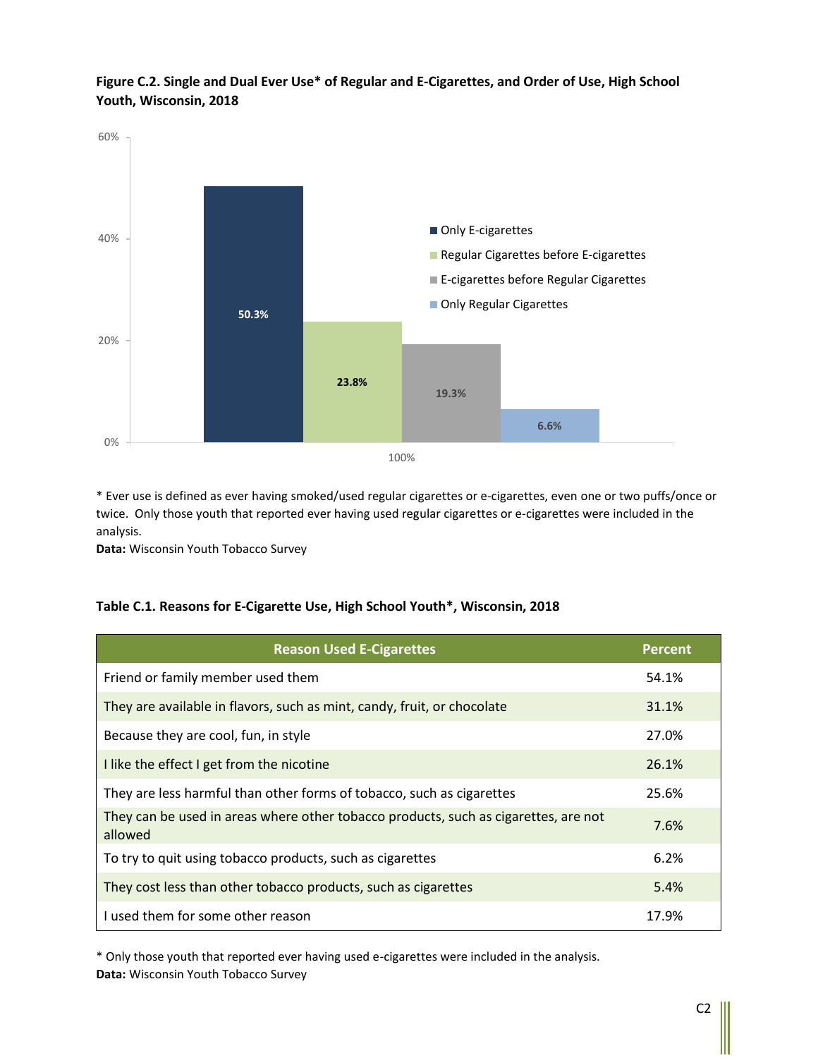**Figure C.2. Single and Dual Ever Use* of Regular and E-Cigarettes, and Order of Use, High School Youth, Wisconsin, 2018**

| Category | Percent |
|---|---|
| Only E-cigarettes | 50.3% |
| Regular Cigarettes before E-cigarettes | 23.8% |
| E-cigarettes before Regular Cigarettes | 19.3% |
| Only Regular Cigarettes | 6.6% |

* Ever use is defined as ever having smoked/used regular cigarettes or e-cigarettes, even one or two puffs/once or twice. Only those youth that reported ever having used regular cigarettes or e-cigarettes were included in the analysis.

**Data:** Wisconsin Youth Tobacco Survey

**Table C.1. Reasons for E-Cigarette Use, High School Youth*, Wisconsin, 2018**

| Reason Used E-Cigarettes | Percent |
|---|---|
| Friend or family member used them | 54.1% |
| They are available in flavors, such as mint, candy, fruit, or chocolate | 31.1% |
| Because they are cool, fun, in style | 27.0% |
| I like the effect I get from the nicotine | 26.1% |
| They are less harmful than other forms of tobacco, such as cigarettes | 25.6% |
| They can be used in areas where other tobacco products, such as cigarettes, are not allowed | 7.6% |
| To try to quit using tobacco products, such as cigarettes | 6.2% |
| They cost less than other tobacco products, such as cigarettes | 5.4% |
| I used them for some other reason | 17.9% |

* Only those youth that reported ever having used e-cigarettes were included in the analysis.

**Data:** Wisconsin Youth Tobacco Survey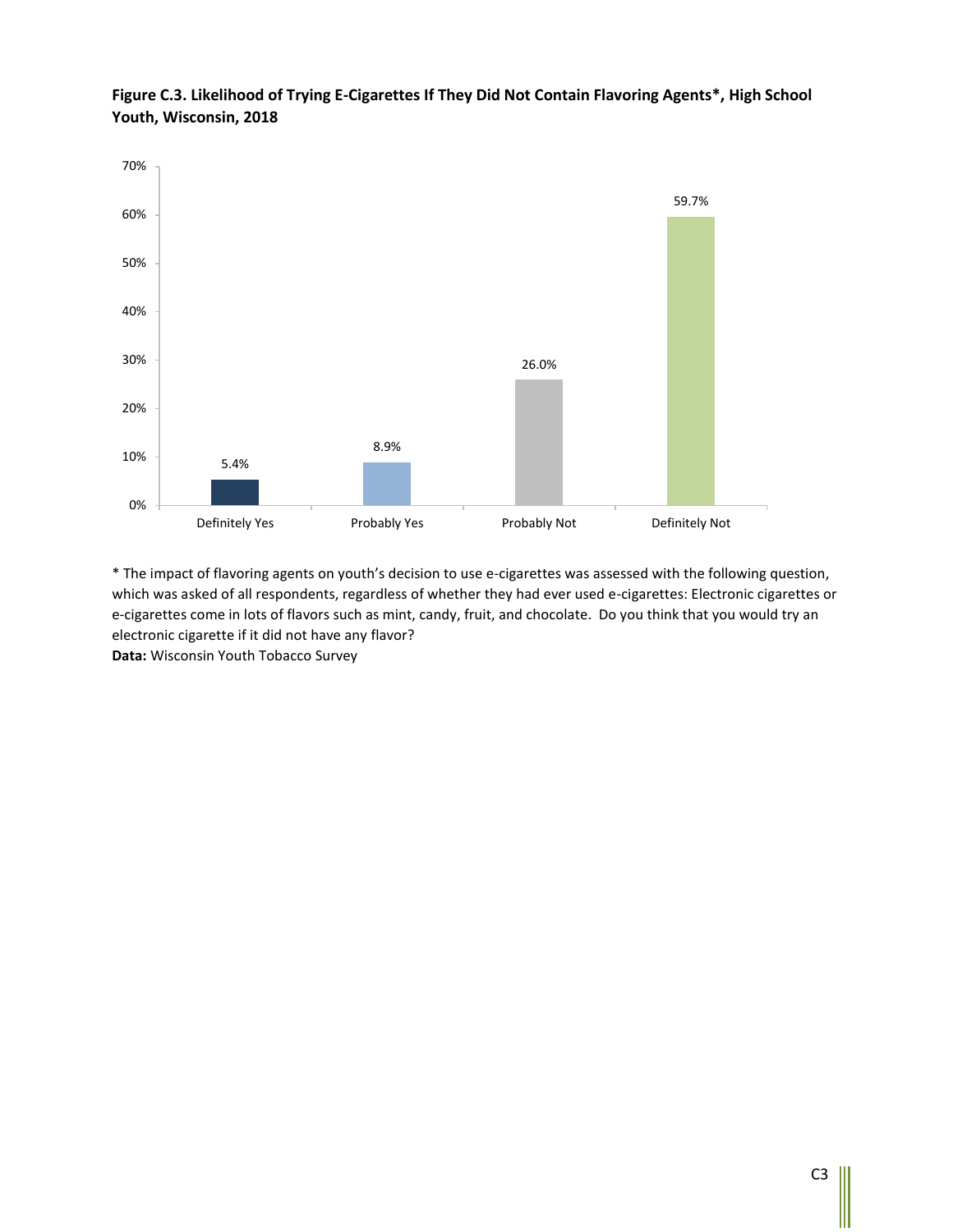**Figure C.3. Likelihood of Trying E-Cigarettes If They Did Not Contain Flavoring Agents*, High School Youth, Wisconsin, 2018**

| Response | Percent |
|---|---|
| Definitely Yes | 5.4% |
| Probably Yes | 8.9% |
| Probably Not | 26.0% |
| Definitely Not | 59.7% |

* The impact of flavoring agents on youth's decision to use e-cigarettes was assessed with the following question, which was asked of all respondents, regardless of whether they had ever used e-cigarettes: Electronic cigarettes or e-cigarettes come in lots of flavors such as mint, candy, fruit, and chocolate. Do you think that you would try an electronic cigarette if it did not have any flavor?

**Data:** Wisconsin Youth Tobacco Survey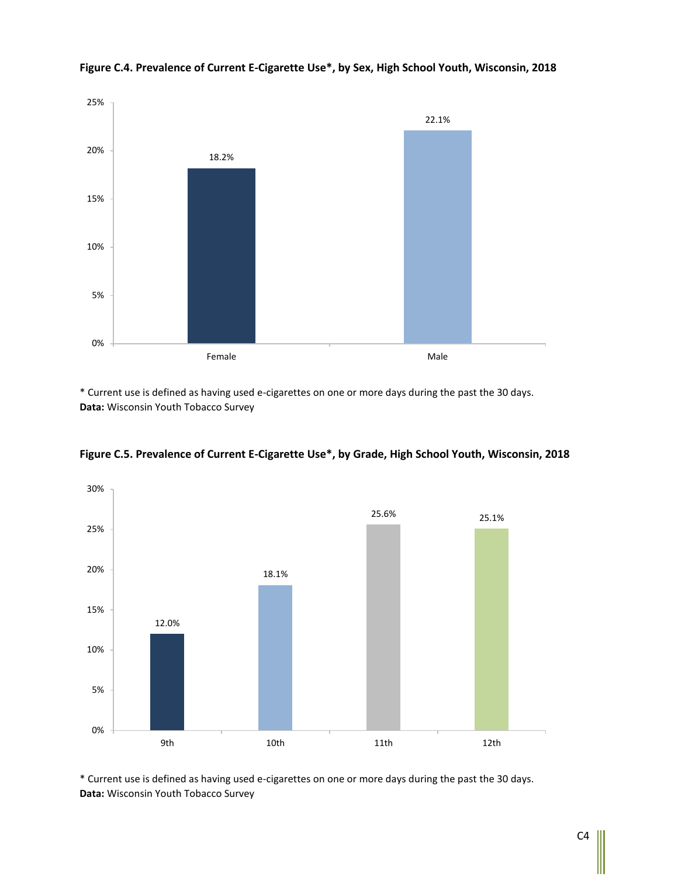**Figure C.4. Prevalence of Current E-Cigarette Use*, by Sex, High School Youth, Wisconsin, 2018**

| Sex | Prevalence |
|---|---|
| Female | 18.2% |
| Male | 22.1% |

* Current use is defined as having used e-cigarettes on one or more days during the past the 30 days.
**Data:** Wisconsin Youth Tobacco Survey

**Figure C.5. Prevalence of Current E-Cigarette Use*, by Grade, High School Youth, Wisconsin, 2018**

| Grade | Prevalence |
|---|---|
| 9th | 12.0% |
| 10th | 18.1% |
| 11th | 25.6% |
| 12th | 25.1% |

* Current use is defined as having used e-cigarettes on one or more days during the past the 30 days.
**Data:** Wisconsin Youth Tobacco Survey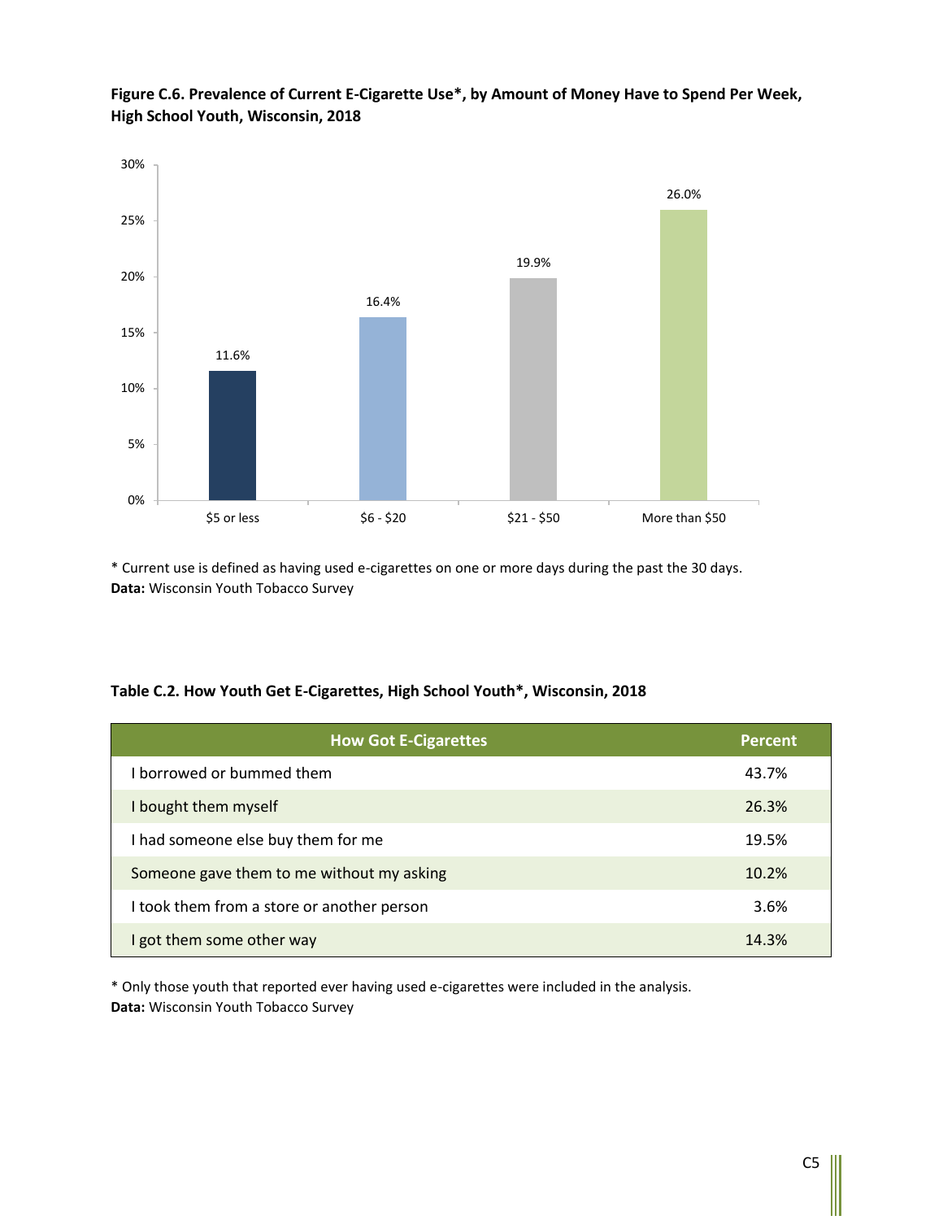**Figure C.6. Prevalence of Current E-Cigarette Use*, by Amount of Money Have to Spend Per Week, High School Youth, Wisconsin, 2018**

| Amount of Money | Percent |
|---|---|
| $5 or less | 11.6% |
| $6 - $20 | 16.4% |
| $21 - $50 | 19.9% |
| More than $50 | 26.0% |

* Current use is defined as having used e-cigarettes on one or more days during the past the 30 days.
**Data:** Wisconsin Youth Tobacco Survey

**Table C.2. How Youth Get E-Cigarettes, High School Youth*, Wisconsin, 2018**

| How Got E-Cigarettes | Percent |
|---|---|
| I borrowed or bummed them | 43.7% |
| I bought them myself | 26.3% |
| I had someone else buy them for me | 19.5% |
| Someone gave them to me without my asking | 10.2% |
| I took them from a store or another person | 3.6% |
| I got them some other way | 14.3% |

* Only those youth that reported ever having used e-cigarettes were included in the analysis.
**Data:** Wisconsin Youth Tobacco Survey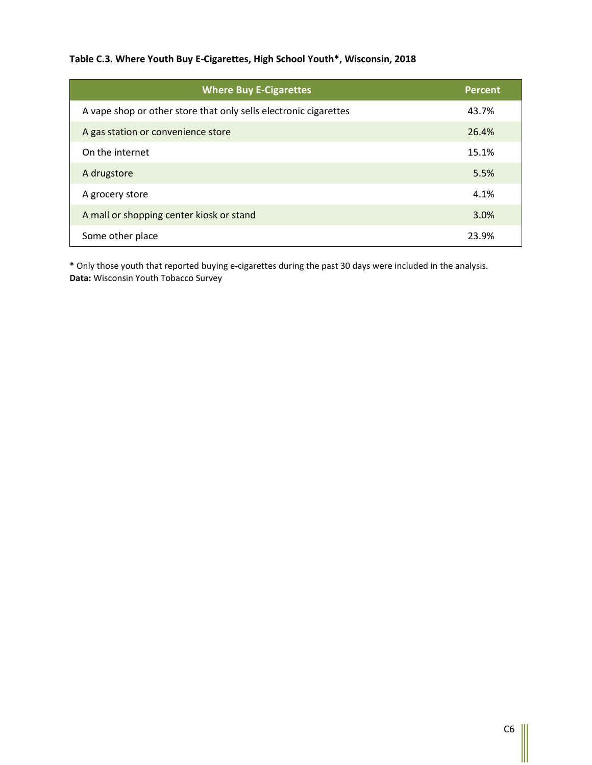**Table C.3. Where Youth Buy E-Cigarettes, High School Youth*, Wisconsin, 2018**

| Where Buy E-Cigarettes | Percent |
|---|---|
| A vape shop or other store that only sells electronic cigarettes | 43.7% |
| A gas station or convenience store | 26.4% |
| On the internet | 15.1% |
| A drugstore | 5.5% |
| A grocery store | 4.1% |
| A mall or shopping center kiosk or stand | 3.0% |
| Some other place | 23.9% |

* Only those youth that reported buying e-cigarettes during the past 30 days were included in the analysis.
**Data:** Wisconsin Youth Tobacco Survey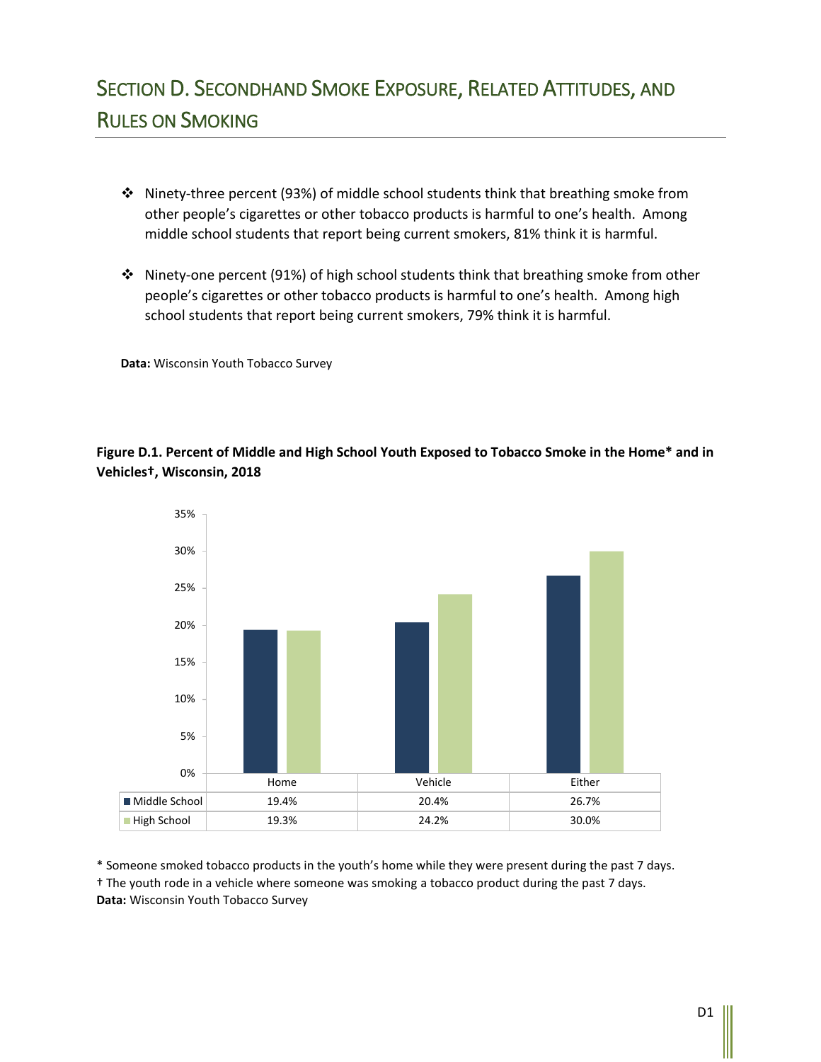# SECTION D. SECONDHAND SMOKE EXPOSURE, RELATED ATTITUDES, AND RULES ON SMOKING

- Ninety-three percent (93%) of middle school students think that breathing smoke from other people's cigarettes or other tobacco products is harmful to one's health. Among middle school students that report being current smokers, 81% think it is harmful.

- Ninety-one percent (91%) of high school students think that breathing smoke from other people's cigarettes or other tobacco products is harmful to one's health. Among high school students that report being current smokers, 79% think it is harmful.

**Data:** Wisconsin Youth Tobacco Survey

**Figure D.1. Percent of Middle and High School Youth Exposed to Tobacco Smoke in the Home* and in Vehicles†, Wisconsin, 2018**

| | Home | Vehicle | Either |
|---|---|---|---|
| Middle School | 19.4% | 20.4% | 26.7% |
| High School | 19.3% | 24.2% | 30.0% |

* Someone smoked tobacco products in the youth's home while they were present during the past 7 days.
† The youth rode in a vehicle where someone was smoking a tobacco product during the past 7 days.
**Data:** Wisconsin Youth Tobacco Survey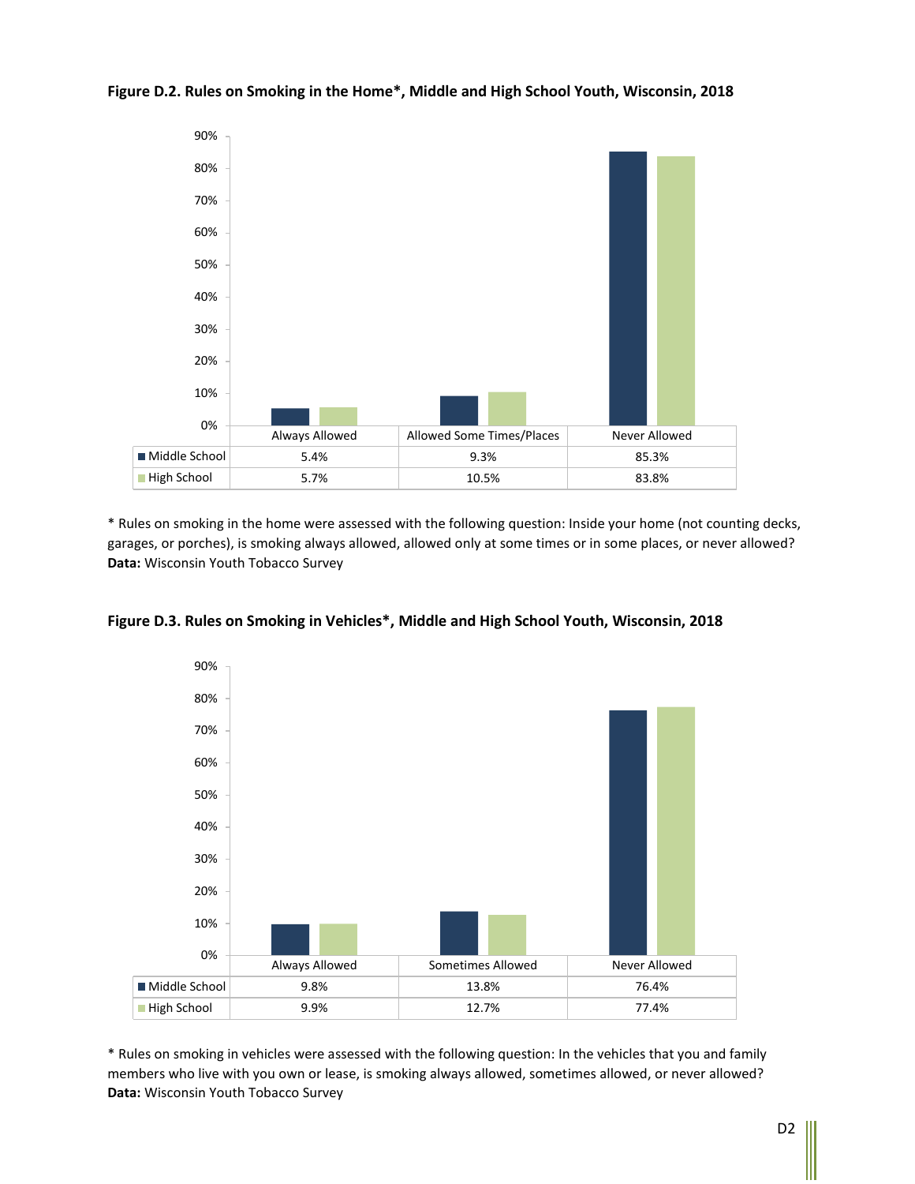**Figure D.2. Rules on Smoking in the Home*, Middle and High School Youth, Wisconsin, 2018**

| | Always Allowed | Allowed Some Times/Places | Never Allowed |
|---|---|---|---|
| Middle School | 5.4% | 9.3% | 85.3% |
| High School | 5.7% | 10.5% | 83.8% |

* Rules on smoking in the home were assessed with the following question: Inside your home (not counting decks, garages, or porches), is smoking always allowed, allowed only at some times or in some places, or never allowed?
**Data:** Wisconsin Youth Tobacco Survey

**Figure D.3. Rules on Smoking in Vehicles*, Middle and High School Youth, Wisconsin, 2018**

| | Always Allowed | Sometimes Allowed | Never Allowed |
|---|---|---|---|
| Middle School | 9.8% | 13.8% | 76.4% |
| High School | 9.9% | 12.7% | 77.4% |

* Rules on smoking in vehicles were assessed with the following question: In the vehicles that you and family members who live with you own or lease, is smoking always allowed, sometimes allowed, or never allowed?
**Data:** Wisconsin Youth Tobacco Survey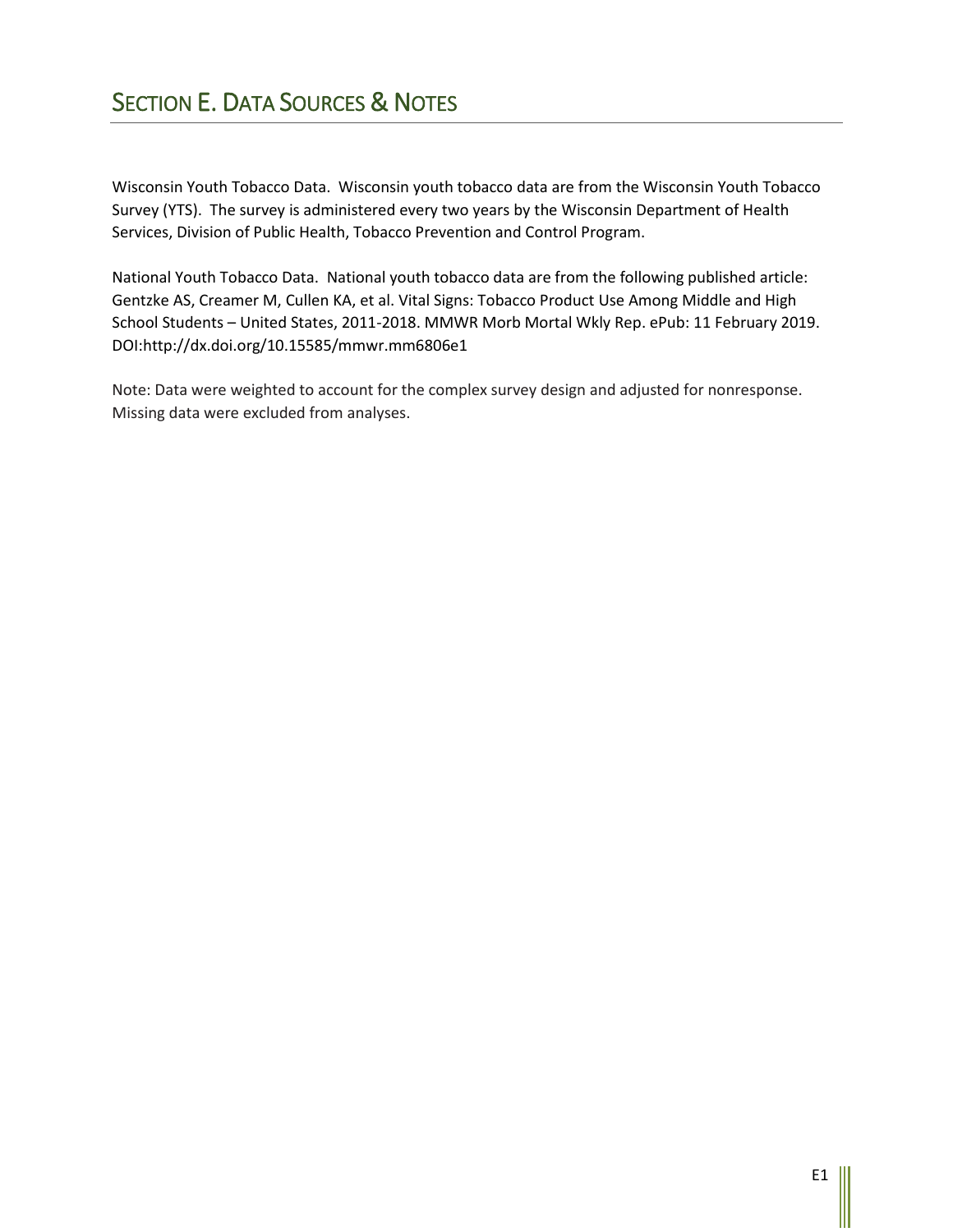# SECTION E. DATA SOURCES & NOTES

Wisconsin Youth Tobacco Data. Wisconsin youth tobacco data are from the Wisconsin Youth Tobacco Survey (YTS). The survey is administered every two years by the Wisconsin Department of Health Services, Division of Public Health, Tobacco Prevention and Control Program.

National Youth Tobacco Data. National youth tobacco data are from the following published article: Gentzke AS, Creamer M, Cullen KA, et al. Vital Signs: Tobacco Product Use Among Middle and High School Students – United States, 2011-2018. MMWR Morb Mortal Wkly Rep. ePub: 11 February 2019. DOI:http://dx.doi.org/10.15585/mmwr.mm6806e1

Note: Data were weighted to account for the complex survey design and adjusted for nonresponse. Missing data were excluded from analyses.